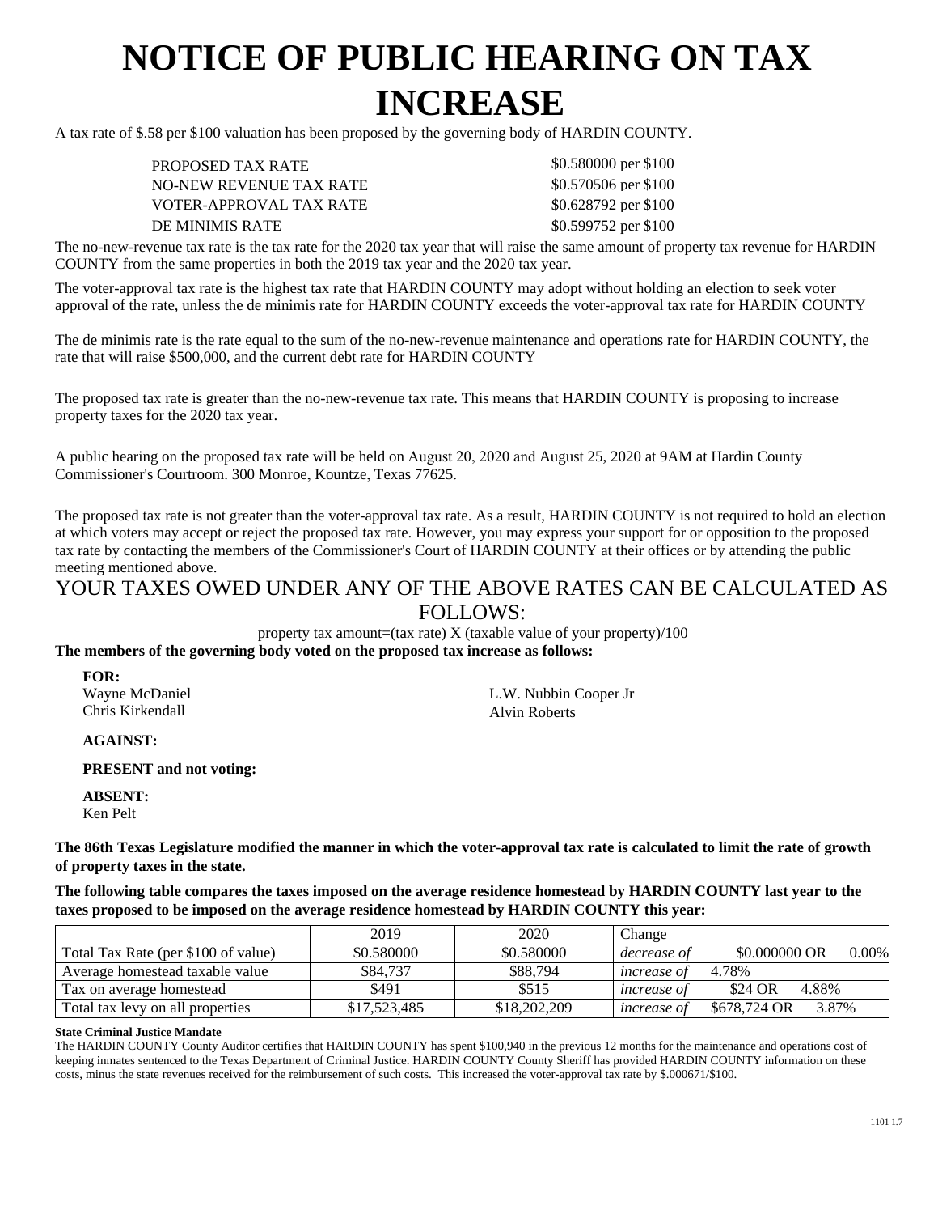# NOTICE OF PUBLIC HEARING ON TAX INCREASE

A tax rate of $.58 per $100 valuation has been proposed by the governing body of HARDIN COUNTY.

| | |
|---|---|
| PROPOSED TAX RATE | $0.580000 per $100 |
| NO-NEW REVENUE TAX RATE | $0.570506 per $100 |
| VOTER-APPROVAL TAX RATE | $0.628792 per $100 |
| DE MINIMIS RATE | $0.599752 per $100 |

The no-new-revenue tax rate is the tax rate for the 2020 tax year that will raise the same amount of property tax revenue for HARDIN COUNTY from the same properties in both the 2019 tax year and the 2020 tax year.

The voter-approval tax rate is the highest tax rate that HARDIN COUNTY may adopt without holding an election to seek voter approval of the rate, unless the de minimis rate for HARDIN COUNTY exceeds the voter-approval tax rate for HARDIN COUNTY

The de minimis rate is the rate equal to the sum of the no-new-revenue maintenance and operations rate for HARDIN COUNTY, the rate that will raise $500,000, and the current debt rate for HARDIN COUNTY

The proposed tax rate is greater than the no-new-revenue tax rate. This means that HARDIN COUNTY is proposing to increase property taxes for the 2020 tax year.

A public hearing on the proposed tax rate will be held on August 20, 2020 and August 25, 2020 at 9AM at Hardin County Commissioner's Courtroom. 300 Monroe, Kountze, Texas 77625.

The proposed tax rate is not greater than the voter-approval tax rate. As a result, HARDIN COUNTY is not required to hold an election at which voters may accept or reject the proposed tax rate. However, you may express your support for or opposition to the proposed tax rate by contacting the members of the Commissioner's Court of HARDIN COUNTY at their offices or by attending the public meeting mentioned above.

## YOUR TAXES OWED UNDER ANY OF THE ABOVE RATES CAN BE CALCULATED AS FOLLOWS:

property tax amount=(tax rate) X (taxable value of your property)/100

**The members of the governing body voted on the proposed tax increase as follows:**

**FOR:**
Wayne McDaniel
Chris Kirkendall
L.W. Nubbin Cooper Jr
Alvin Roberts

**AGAINST:**

**PRESENT and not voting:**

**ABSENT:**
Ken Pelt

**The 86th Texas Legislature modified the manner in which the voter-approval tax rate is calculated to limit the rate of growth of property taxes in the state.**

**The following table compares the taxes imposed on the average residence homestead by HARDIN COUNTY last year to the taxes proposed to be imposed on the average residence homestead by HARDIN COUNTY this year:**

| | 2019 | 2020 | Change |
|---|---|---|---|
| Total Tax Rate (per $100 of value) | $0.580000 | $0.580000 | *decrease of* $0.000000 OR 0.00% |
| Average homestead taxable value | $84,737 | $88,794 | *increase of* 4.78% |
| Tax on average homestead | $491 | $515 | *increase of* $24 OR 4.88% |
| Total tax levy on all properties | $17,523,485 | $18,202,209 | *increase of* $678,724 OR 3.87% |

**State Criminal Justice Mandate**

The HARDIN COUNTY County Auditor certifies that HARDIN COUNTY has spent $100,940 in the previous 12 months for the maintenance and operations cost of keeping inmates sentenced to the Texas Department of Criminal Justice. HARDIN COUNTY County Sheriff has provided HARDIN COUNTY information on these costs, minus the state revenues received for the reimbursement of such costs. This increased the voter-approval tax rate by $.000671/$100.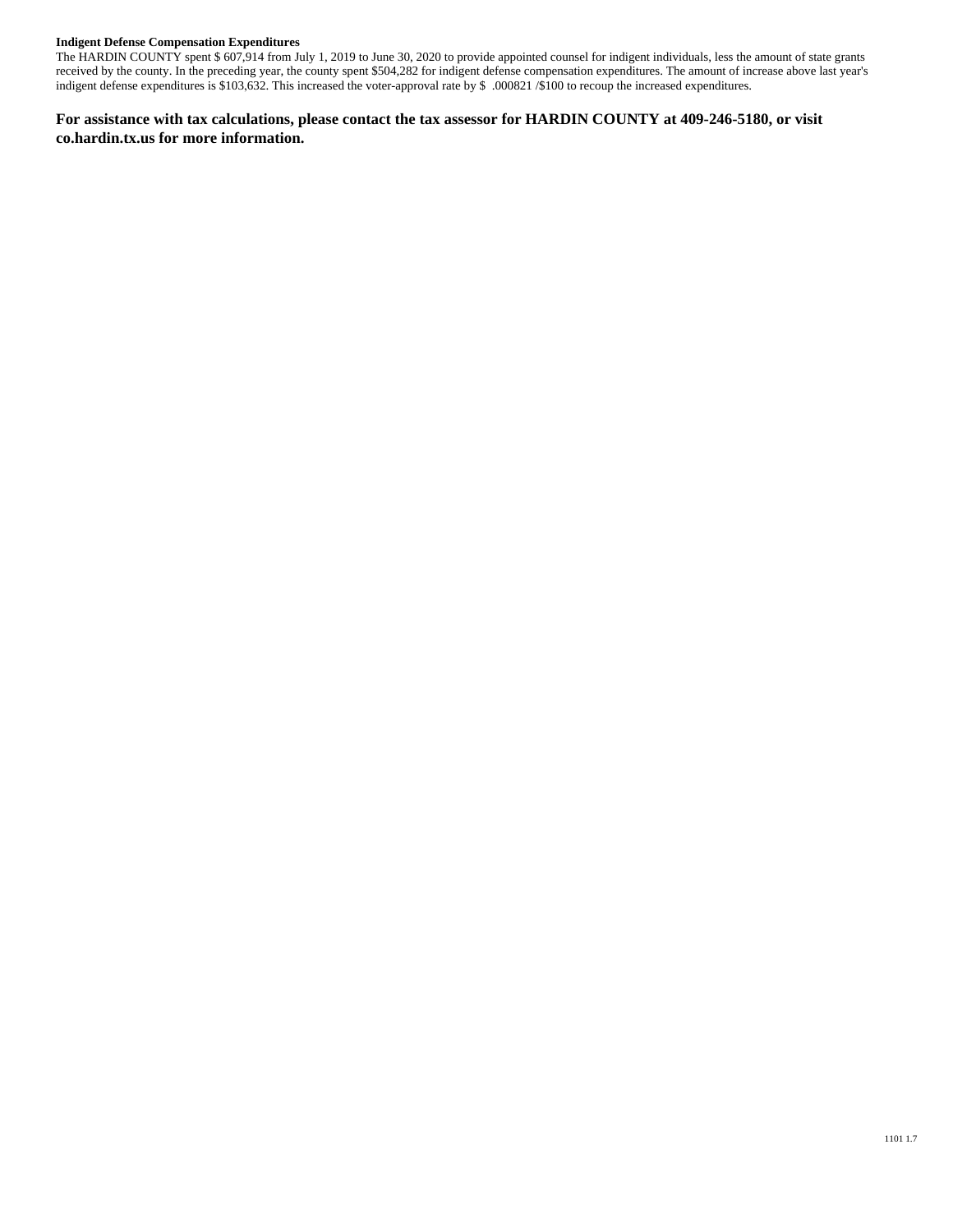**Indigent Defense Compensation Expenditures**

The HARDIN COUNTY spent $ 607,914 from July 1, 2019 to June 30, 2020 to provide appointed counsel for indigent individuals, less the amount of state grants received by the county. In the preceding year, the county spent $504,282 for indigent defense compensation expenditures. The amount of increase above last year's indigent defense expenditures is $103,632. This increased the voter-approval rate by $ .000821 /$100 to recoup the increased expenditures.

**For assistance with tax calculations, please contact the tax assessor for HARDIN COUNTY at 409-246-5180, or visit co.hardin.tx.us for more information.**

1101 1.7